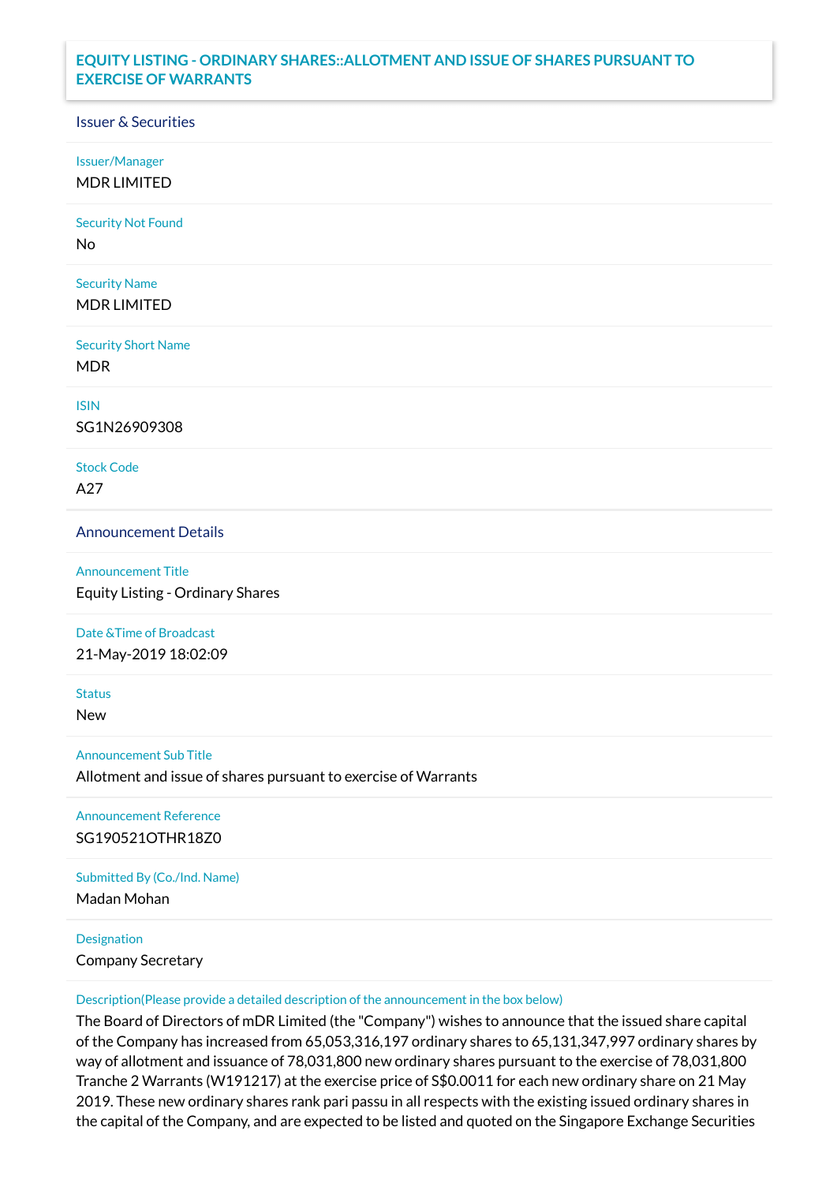# EQUITY LISTING - ORDINARY SHARES::ALLOTMENT AND ISSUE OF SHARES PURSUANT TO EXERCISE OF WARRANTS

## Issuer & Securities

**Issuer/Manager**
MDR LIMITED

**Security Not Found**
No

**Security Name**
MDR LIMITED

**Security Short Name**
MDR

**ISIN**
SG1N26909308

**Stock Code**
A27

## Announcement Details

**Announcement Title**
Equity Listing - Ordinary Shares

**Date &Time of Broadcast**
21-May-2019 18:02:09

**Status**
New

**Announcement Sub Title**
Allotment and issue of shares pursuant to exercise of Warrants

**Announcement Reference**
SG190521OTHR18Z0

**Submitted By (Co./Ind. Name)**
Madan Mohan

**Designation**
Company Secretary

**Description(Please provide a detailed description of the announcement in the box below)**
The Board of Directors of mDR Limited (the "Company") wishes to announce that the issued share capital of the Company has increased from 65,053,316,197 ordinary shares to 65,131,347,997 ordinary shares by way of allotment and issuance of 78,031,800 new ordinary shares pursuant to the exercise of 78,031,800 Tranche 2 Warrants (W191217) at the exercise price of S$0.0011 for each new ordinary share on 21 May 2019. These new ordinary shares rank pari passu in all respects with the existing issued ordinary shares in the capital of the Company, and are expected to be listed and quoted on the Singapore Exchange Securities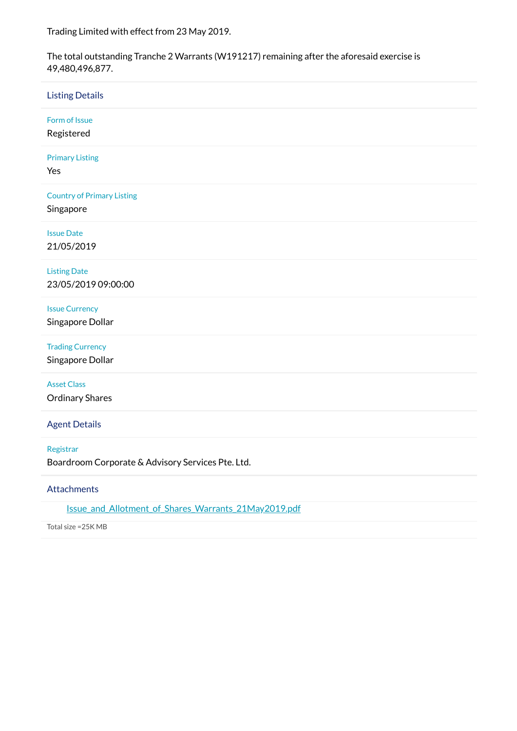Trading Limited with effect from 23 May 2019.

The total outstanding Tranche 2 Warrants (W191217) remaining after the aforesaid exercise is 49,480,496,877.

## Listing Details

Form of Issue
Registered

Primary Listing
Yes

Country of Primary Listing
Singapore

Issue Date
21/05/2019

Listing Date
23/05/2019 09:00:00

Issue Currency
Singapore Dollar

Trading Currency
Singapore Dollar

Asset Class
Ordinary Shares

## Agent Details

Registrar
Boardroom Corporate & Advisory Services Pte. Ltd.

## Attachments

Issue_and_Allotment_of_Shares_Warrants_21May2019.pdf

Total size =25K MB